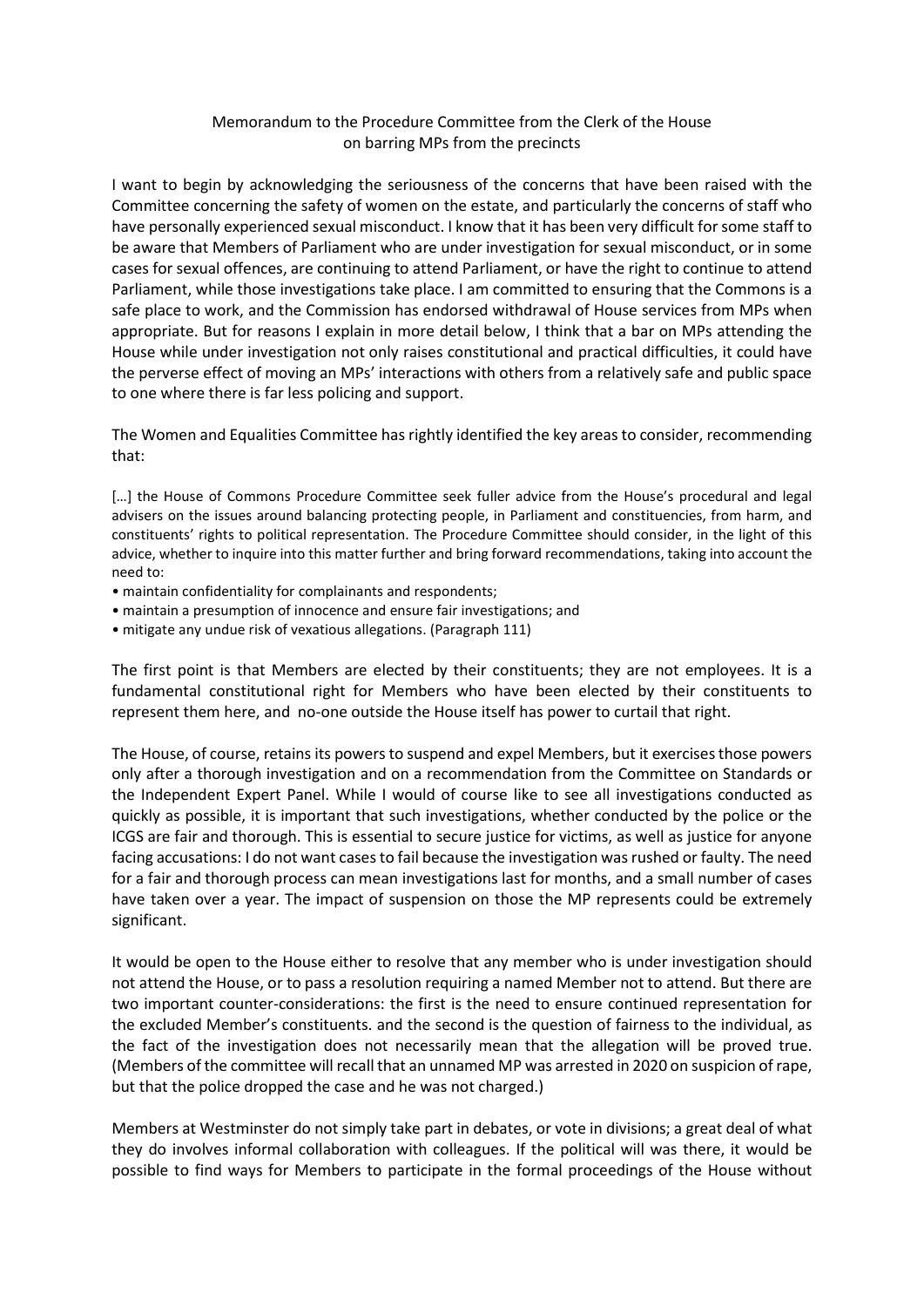# Memorandum to the Procedure Committee from the Clerk of the House on barring MPs from the precincts

I want to begin by acknowledging the seriousness of the concerns that have been raised with the Committee concerning the safety of women on the estate, and particularly the concerns of staff who have personally experienced sexual misconduct. I know that it has been very difficult for some staff to be aware that Members of Parliament who are under investigation for sexual misconduct, or in some cases for sexual offences, are continuing to attend Parliament, or have the right to continue to attend Parliament, while those investigations take place. I am committed to ensuring that the Commons is a safe place to work, and the Commission has endorsed withdrawal of House services from MPs when appropriate. But for reasons I explain in more detail below, I think that a bar on MPs attending the House while under investigation not only raises constitutional and practical difficulties, it could have the perverse effect of moving an MPs' interactions with others from a relatively safe and public space to one where there is far less policing and support.

The Women and Equalities Committee has rightly identified the key areas to consider, recommending that:

> […] the House of Commons Procedure Committee seek fuller advice from the House's procedural and legal advisers on the issues around balancing protecting people, in Parliament and constituencies, from harm, and constituents' rights to political representation. The Procedure Committee should consider, in the light of this advice, whether to inquire into this matter further and bring forward recommendations, taking into account the need to:
>
> - maintain confidentiality for complainants and respondents;
> - maintain a presumption of innocence and ensure fair investigations; and
> - mitigate any undue risk of vexatious allegations. (Paragraph 111)

The first point is that Members are elected by their constituents; they are not employees. It is a fundamental constitutional right for Members who have been elected by their constituents to represent them here, and no-one outside the House itself has power to curtail that right.

The House, of course, retains its powers to suspend and expel Members, but it exercises those powers only after a thorough investigation and on a recommendation from the Committee on Standards or the Independent Expert Panel. While I would of course like to see all investigations conducted as quickly as possible, it is important that such investigations, whether conducted by the police or the ICGS are fair and thorough. This is essential to secure justice for victims, as well as justice for anyone facing accusations: I do not want cases to fail because the investigation was rushed or faulty. The need for a fair and thorough process can mean investigations last for months, and a small number of cases have taken over a year. The impact of suspension on those the MP represents could be extremely significant.

It would be open to the House either to resolve that any member who is under investigation should not attend the House, or to pass a resolution requiring a named Member not to attend. But there are two important counter-considerations: the first is the need to ensure continued representation for the excluded Member's constituents. and the second is the question of fairness to the individual, as the fact of the investigation does not necessarily mean that the allegation will be proved true. (Members of the committee will recall that an unnamed MP was arrested in 2020 on suspicion of rape, but that the police dropped the case and he was not charged.)

Members at Westminster do not simply take part in debates, or vote in divisions; a great deal of what they do involves informal collaboration with colleagues. If the political will was there, it would be possible to find ways for Members to participate in the formal proceedings of the House without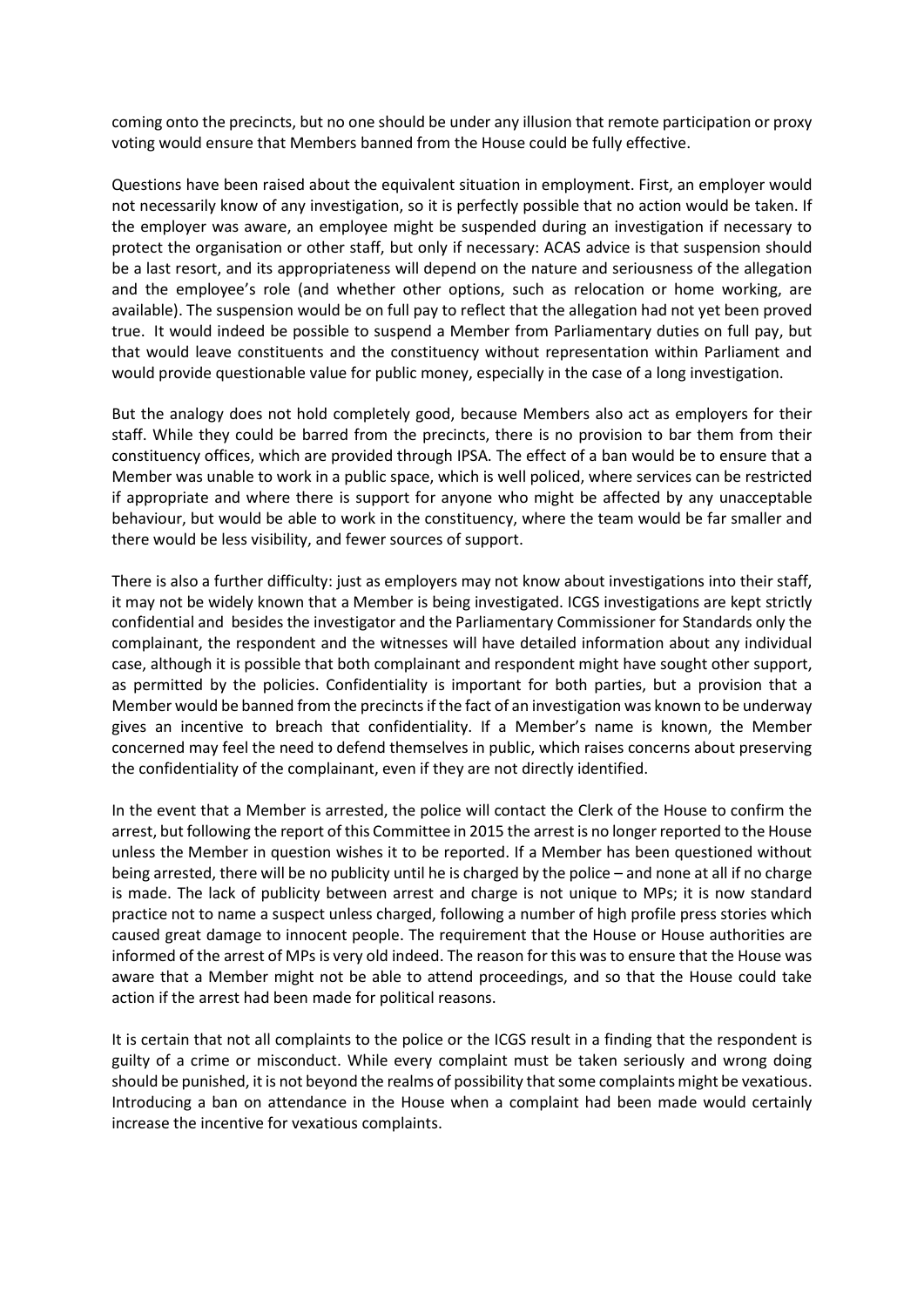coming onto the precincts, but no one should be under any illusion that remote participation or proxy voting would ensure that Members banned from the House could be fully effective.

Questions have been raised about the equivalent situation in employment. First, an employer would not necessarily know of any investigation, so it is perfectly possible that no action would be taken. If the employer was aware, an employee might be suspended during an investigation if necessary to protect the organisation or other staff, but only if necessary: ACAS advice is that suspension should be a last resort, and its appropriateness will depend on the nature and seriousness of the allegation and the employee's role (and whether other options, such as relocation or home working, are available). The suspension would be on full pay to reflect that the allegation had not yet been proved true. It would indeed be possible to suspend a Member from Parliamentary duties on full pay, but that would leave constituents and the constituency without representation within Parliament and would provide questionable value for public money, especially in the case of a long investigation.

But the analogy does not hold completely good, because Members also act as employers for their staff. While they could be barred from the precincts, there is no provision to bar them from their constituency offices, which are provided through IPSA. The effect of a ban would be to ensure that a Member was unable to work in a public space, which is well policed, where services can be restricted if appropriate and where there is support for anyone who might be affected by any unacceptable behaviour, but would be able to work in the constituency, where the team would be far smaller and there would be less visibility, and fewer sources of support.

There is also a further difficulty: just as employers may not know about investigations into their staff, it may not be widely known that a Member is being investigated. ICGS investigations are kept strictly confidential and besides the investigator and the Parliamentary Commissioner for Standards only the complainant, the respondent and the witnesses will have detailed information about any individual case, although it is possible that both complainant and respondent might have sought other support, as permitted by the policies. Confidentiality is important for both parties, but a provision that a Member would be banned from the precincts if the fact of an investigation was known to be underway gives an incentive to breach that confidentiality. If a Member's name is known, the Member concerned may feel the need to defend themselves in public, which raises concerns about preserving the confidentiality of the complainant, even if they are not directly identified.

In the event that a Member is arrested, the police will contact the Clerk of the House to confirm the arrest, but following the report of this Committee in 2015 the arrest is no longer reported to the House unless the Member in question wishes it to be reported. If a Member has been questioned without being arrested, there will be no publicity until he is charged by the police – and none at all if no charge is made. The lack of publicity between arrest and charge is not unique to MPs; it is now standard practice not to name a suspect unless charged, following a number of high profile press stories which caused great damage to innocent people. The requirement that the House or House authorities are informed of the arrest of MPs is very old indeed. The reason for this was to ensure that the House was aware that a Member might not be able to attend proceedings, and so that the House could take action if the arrest had been made for political reasons.

It is certain that not all complaints to the police or the ICGS result in a finding that the respondent is guilty of a crime or misconduct. While every complaint must be taken seriously and wrong doing should be punished, it is not beyond the realms of possibility that some complaints might be vexatious. Introducing a ban on attendance in the House when a complaint had been made would certainly increase the incentive for vexatious complaints.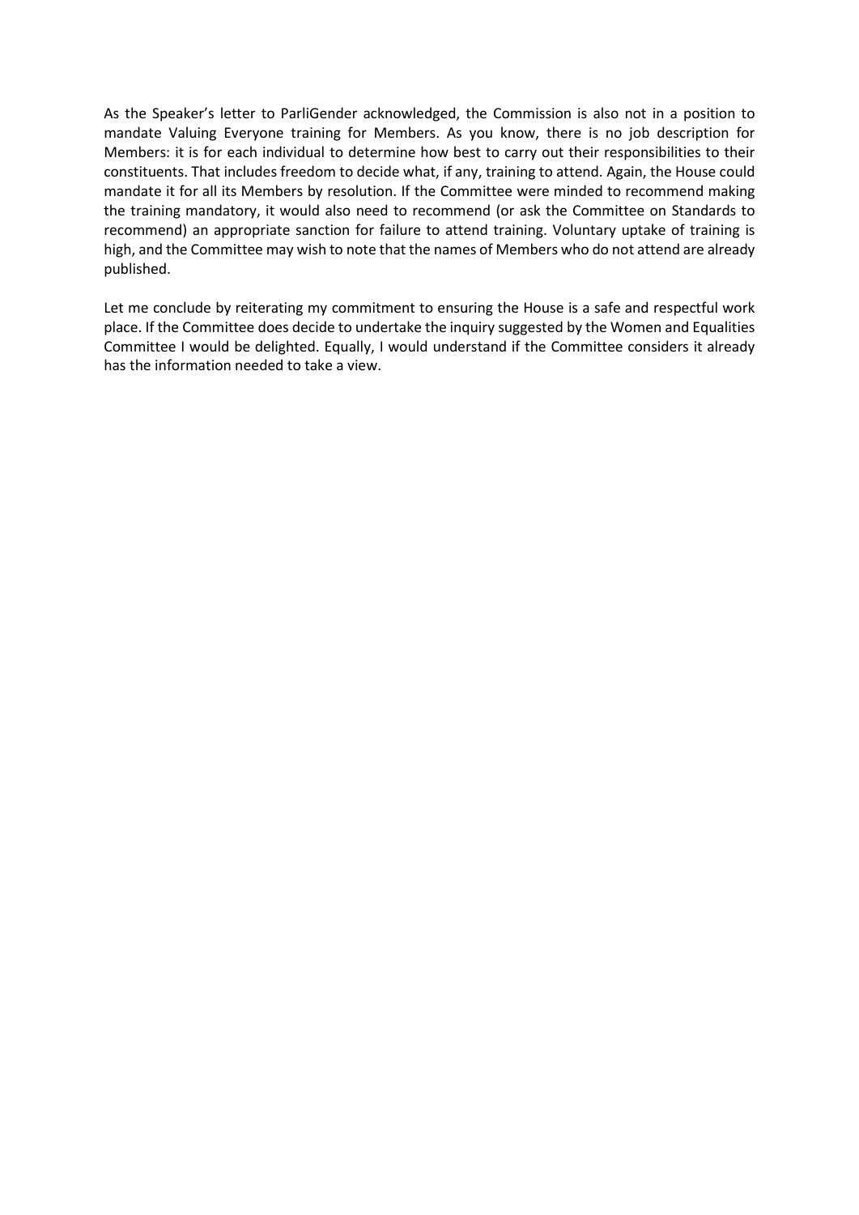As the Speaker's letter to ParliGender acknowledged, the Commission is also not in a position to mandate Valuing Everyone training for Members. As you know, there is no job description for Members: it is for each individual to determine how best to carry out their responsibilities to their constituents. That includes freedom to decide what, if any, training to attend. Again, the House could mandate it for all its Members by resolution. If the Committee were minded to recommend making the training mandatory, it would also need to recommend (or ask the Committee on Standards to recommend) an appropriate sanction for failure to attend training. Voluntary uptake of training is high, and the Committee may wish to note that the names of Members who do not attend are already published.

Let me conclude by reiterating my commitment to ensuring the House is a safe and respectful work place. If the Committee does decide to undertake the inquiry suggested by the Women and Equalities Committee I would be delighted. Equally, I would understand if the Committee considers it already has the information needed to take a view.